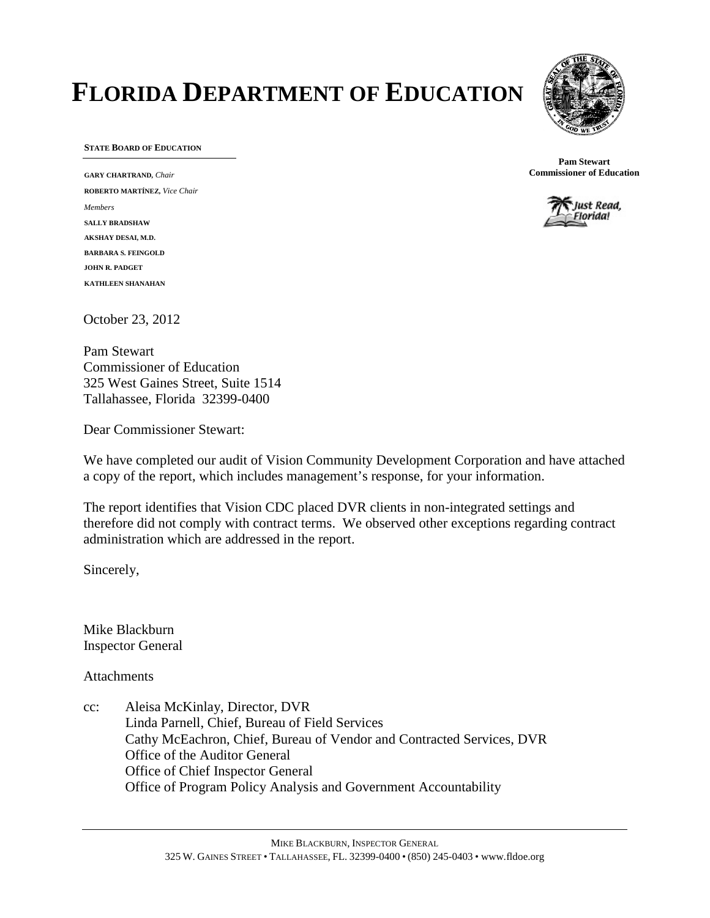# FLORIDA DEPARTMENT OF EDUCATION

**STATE BOARD OF EDUCATION**

**GARY CHARTRAND**, *Chair*
**ROBERTO MARTÍNEZ**, *Vice Chair*
*Members*
**SALLY BRADSHAW**
**AKSHAY DESAI, M.D.**
**BARBARA S. FEINGOLD**
**JOHN R. PADGET**
**KATHLEEN SHANAHAN**

**Pam Stewart**
**Commissioner of Education**

Just Read, Florida!

October 23, 2012

Pam Stewart
Commissioner of Education
325 West Gaines Street, Suite 1514
Tallahassee, Florida 32399-0400

Dear Commissioner Stewart:

We have completed our audit of Vision Community Development Corporation and have attached a copy of the report, which includes management's response, for your information.

The report identifies that Vision CDC placed DVR clients in non-integrated settings and therefore did not comply with contract terms. We observed other exceptions regarding contract administration which are addressed in the report.

Sincerely,

Mike Blackburn
Inspector General

Attachments

cc: Aleisa McKinlay, Director, DVR
Linda Parnell, Chief, Bureau of Field Services
Cathy McEachron, Chief, Bureau of Vendor and Contracted Services, DVR
Office of the Auditor General
Office of Chief Inspector General
Office of Program Policy Analysis and Government Accountability

MIKE BLACKBURN, INSPECTOR GENERAL
325 W. GAINES STREET • TALLAHASSEE, FL. 32399-0400 • (850) 245-0403 • www.fldoe.org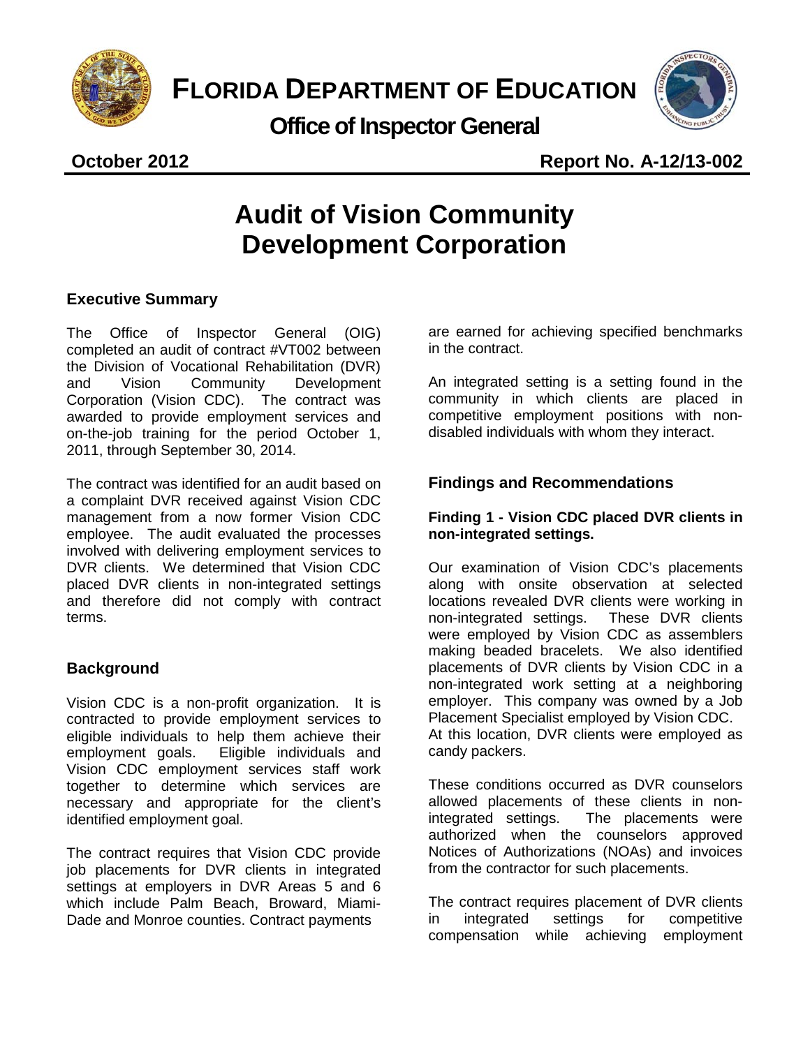# FLORIDA DEPARTMENT OF EDUCATION

## Office of Inspector General

**October 2012** **Report No. A-12/13-002**

# Audit of Vision Community Development Corporation

## Executive Summary

The Office of Inspector General (OIG) completed an audit of contract #VT002 between the Division of Vocational Rehabilitation (DVR) and Vision Community Development Corporation (Vision CDC). The contract was awarded to provide employment services and on-the-job training for the period October 1, 2011, through September 30, 2014.

The contract was identified for an audit based on a complaint DVR received against Vision CDC management from a now former Vision CDC employee. The audit evaluated the processes involved with delivering employment services to DVR clients. We determined that Vision CDC placed DVR clients in non-integrated settings and therefore did not comply with contract terms.

## Background

Vision CDC is a non-profit organization. It is contracted to provide employment services to eligible individuals to help them achieve their employment goals. Eligible individuals and Vision CDC employment services staff work together to determine which services are necessary and appropriate for the client's identified employment goal.

The contract requires that Vision CDC provide job placements for DVR clients in integrated settings at employers in DVR Areas 5 and 6 which include Palm Beach, Broward, Miami-Dade and Monroe counties. Contract payments are earned for achieving specified benchmarks in the contract.

An integrated setting is a setting found in the community in which clients are placed in competitive employment positions with non-disabled individuals with whom they interact.

## Findings and Recommendations

### Finding 1 - Vision CDC placed DVR clients in non-integrated settings.

Our examination of Vision CDC's placements along with onsite observation at selected locations revealed DVR clients were working in non-integrated settings. These DVR clients were employed by Vision CDC as assemblers making beaded bracelets. We also identified placements of DVR clients by Vision CDC in a non-integrated work setting at a neighboring employer. This company was owned by a Job Placement Specialist employed by Vision CDC. At this location, DVR clients were employed as candy packers.

These conditions occurred as DVR counselors allowed placements of these clients in non-integrated settings. The placements were authorized when the counselors approved Notices of Authorizations (NOAs) and invoices from the contractor for such placements.

The contract requires placement of DVR clients in integrated settings for competitive compensation while achieving employment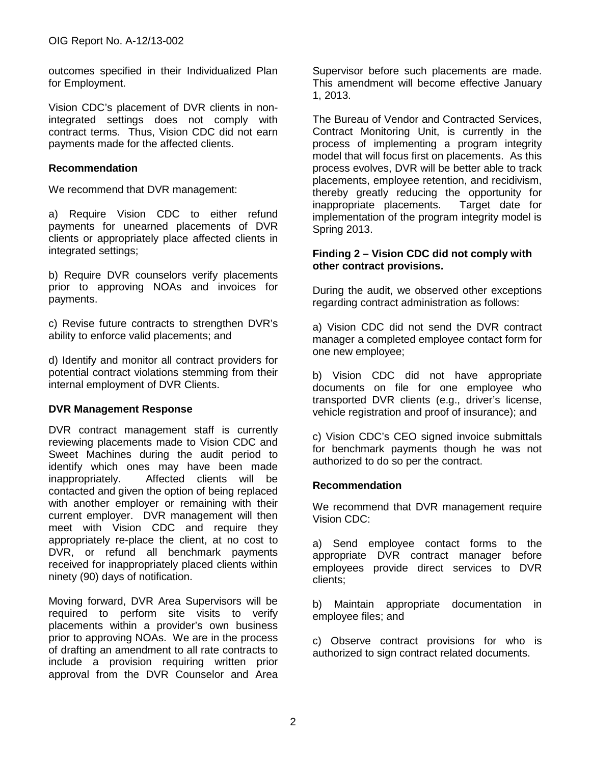outcomes specified in their Individualized Plan for Employment.

Vision CDC's placement of DVR clients in non-integrated settings does not comply with contract terms. Thus, Vision CDC did not earn payments made for the affected clients.

**Recommendation**

We recommend that DVR management:

a) Require Vision CDC to either refund payments for unearned placements of DVR clients or appropriately place affected clients in integrated settings;

b) Require DVR counselors verify placements prior to approving NOAs and invoices for payments.

c) Revise future contracts to strengthen DVR's ability to enforce valid placements; and

d) Identify and monitor all contract providers for potential contract violations stemming from their internal employment of DVR Clients.

**DVR Management Response**

DVR contract management staff is currently reviewing placements made to Vision CDC and Sweet Machines during the audit period to identify which ones may have been made inappropriately. Affected clients will be contacted and given the option of being replaced with another employer or remaining with their current employer. DVR management will then meet with Vision CDC and require they appropriately re-place the client, at no cost to DVR, or refund all benchmark payments received for inappropriately placed clients within ninety (90) days of notification.

Moving forward, DVR Area Supervisors will be required to perform site visits to verify placements within a provider's own business prior to approving NOAs. We are in the process of drafting an amendment to all rate contracts to include a provision requiring written prior approval from the DVR Counselor and Area Supervisor before such placements are made. This amendment will become effective January 1, 2013.

The Bureau of Vendor and Contracted Services, Contract Monitoring Unit, is currently in the process of implementing a program integrity model that will focus first on placements. As this process evolves, DVR will be better able to track placements, employee retention, and recidivism, thereby greatly reducing the opportunity for inappropriate placements. Target date for implementation of the program integrity model is Spring 2013.

**Finding 2 – Vision CDC did not comply with other contract provisions.**

During the audit, we observed other exceptions regarding contract administration as follows:

a) Vision CDC did not send the DVR contract manager a completed employee contact form for one new employee;

b) Vision CDC did not have appropriate documents on file for one employee who transported DVR clients (e.g., driver's license, vehicle registration and proof of insurance); and

c) Vision CDC's CEO signed invoice submittals for benchmark payments though he was not authorized to do so per the contract.

**Recommendation**

We recommend that DVR management require Vision CDC:

a) Send employee contact forms to the appropriate DVR contract manager before employees provide direct services to DVR clients;

b) Maintain appropriate documentation in employee files; and

c) Observe contract provisions for who is authorized to sign contract related documents.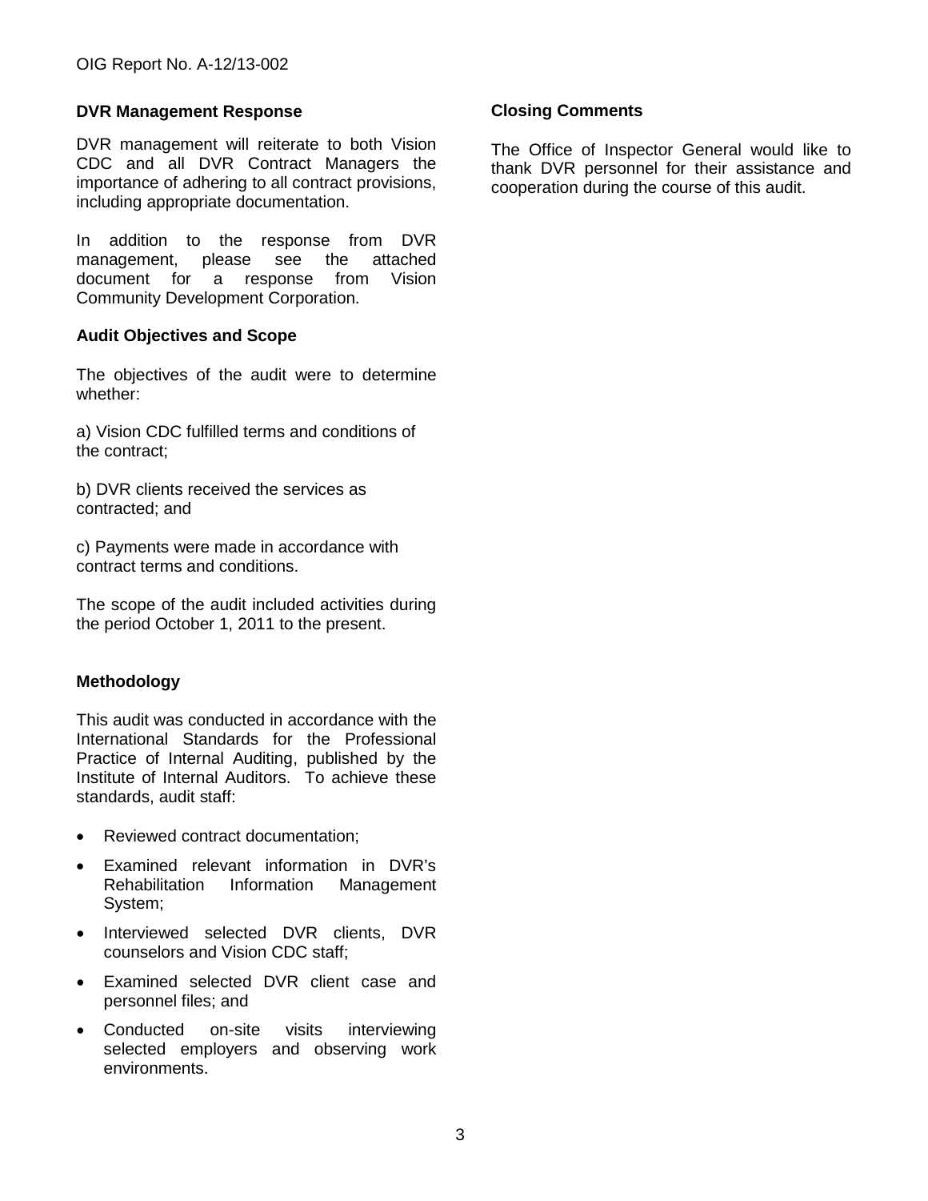### DVR Management Response

DVR management will reiterate to both Vision CDC and all DVR Contract Managers the importance of adhering to all contract provisions, including appropriate documentation.

In addition to the response from DVR management, please see the attached document for a response from Vision Community Development Corporation.

### Audit Objectives and Scope

The objectives of the audit were to determine whether:

a) Vision CDC fulfilled terms and conditions of the contract;

b) DVR clients received the services as contracted; and

c) Payments were made in accordance with contract terms and conditions.

The scope of the audit included activities during the period October 1, 2011 to the present.

### Methodology

This audit was conducted in accordance with the International Standards for the Professional Practice of Internal Auditing, published by the Institute of Internal Auditors. To achieve these standards, audit staff:

- Reviewed contract documentation;
- Examined relevant information in DVR's Rehabilitation Information Management System;
- Interviewed selected DVR clients, DVR counselors and Vision CDC staff;
- Examined selected DVR client case and personnel files; and
- Conducted on-site visits interviewing selected employers and observing work environments.

### Closing Comments

The Office of Inspector General would like to thank DVR personnel for their assistance and cooperation during the course of this audit.